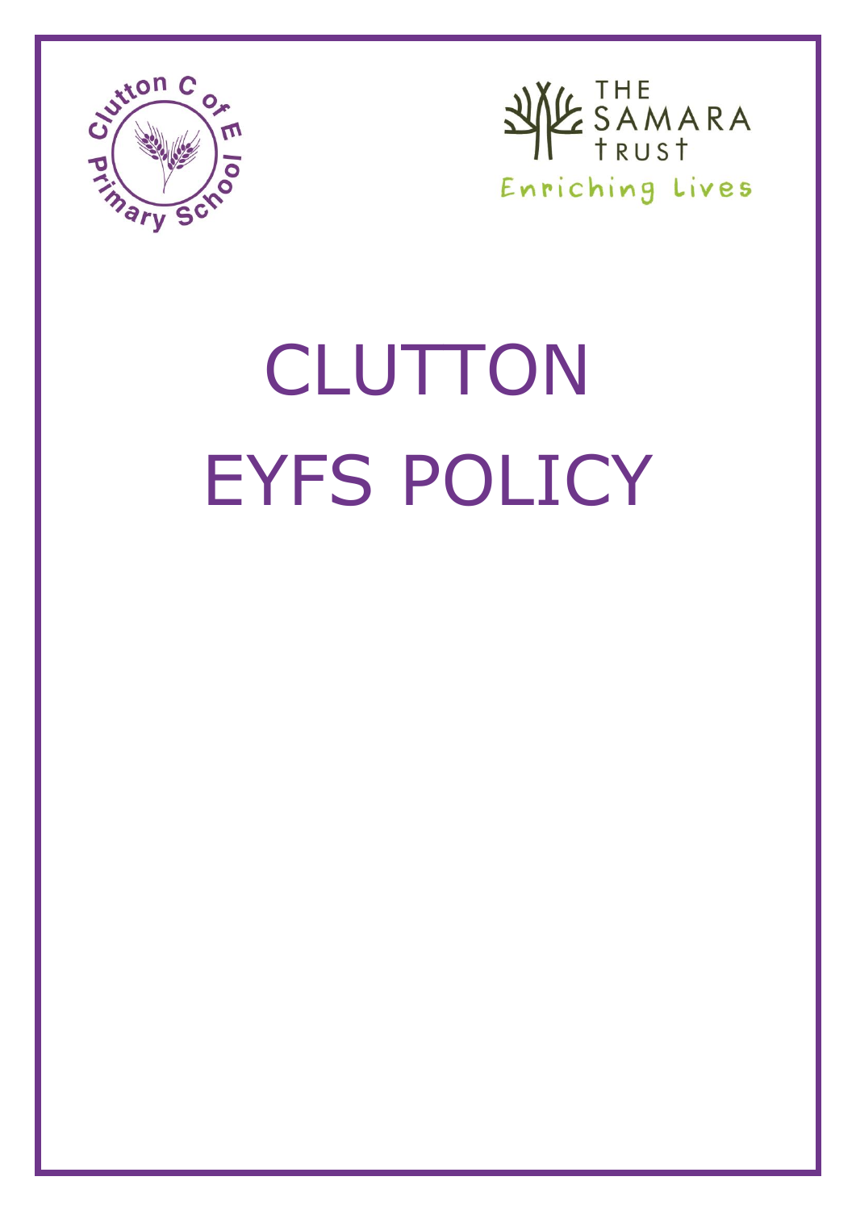# CLUTTON EYFS POLICY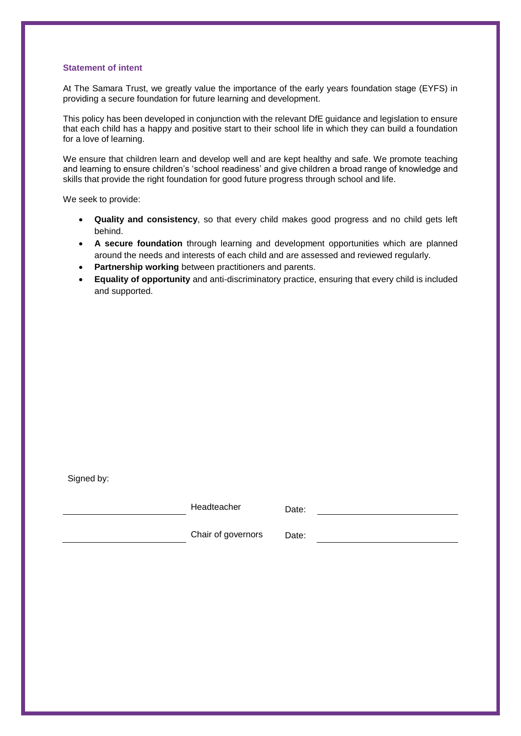## Statement of intent

At The Samara Trust, we greatly value the importance of the early years foundation stage (EYFS) in providing a secure foundation for future learning and development.

This policy has been developed in conjunction with the relevant DfE guidance and legislation to ensure that each child has a happy and positive start to their school life in which they can build a foundation for a love of learning.

We ensure that children learn and develop well and are kept healthy and safe. We promote teaching and learning to ensure children's 'school readiness' and give children a broad range of knowledge and skills that provide the right foundation for good future progress through school and life.

We seek to provide:

- **Quality and consistency**, so that every child makes good progress and no child gets left behind.
- **A secure foundation** through learning and development opportunities which are planned around the needs and interests of each child and are assessed and reviewed regularly.
- **Partnership working** between practitioners and parents.
- **Equality of opportunity** and anti-discriminatory practice, ensuring that every child is included and supported.

Signed by:

| | | | |
|---|---|---|---|
| ______________________ | Headteacher | Date: | ______________________ |
| ______________________ | Chair of governors | Date: | ______________________ |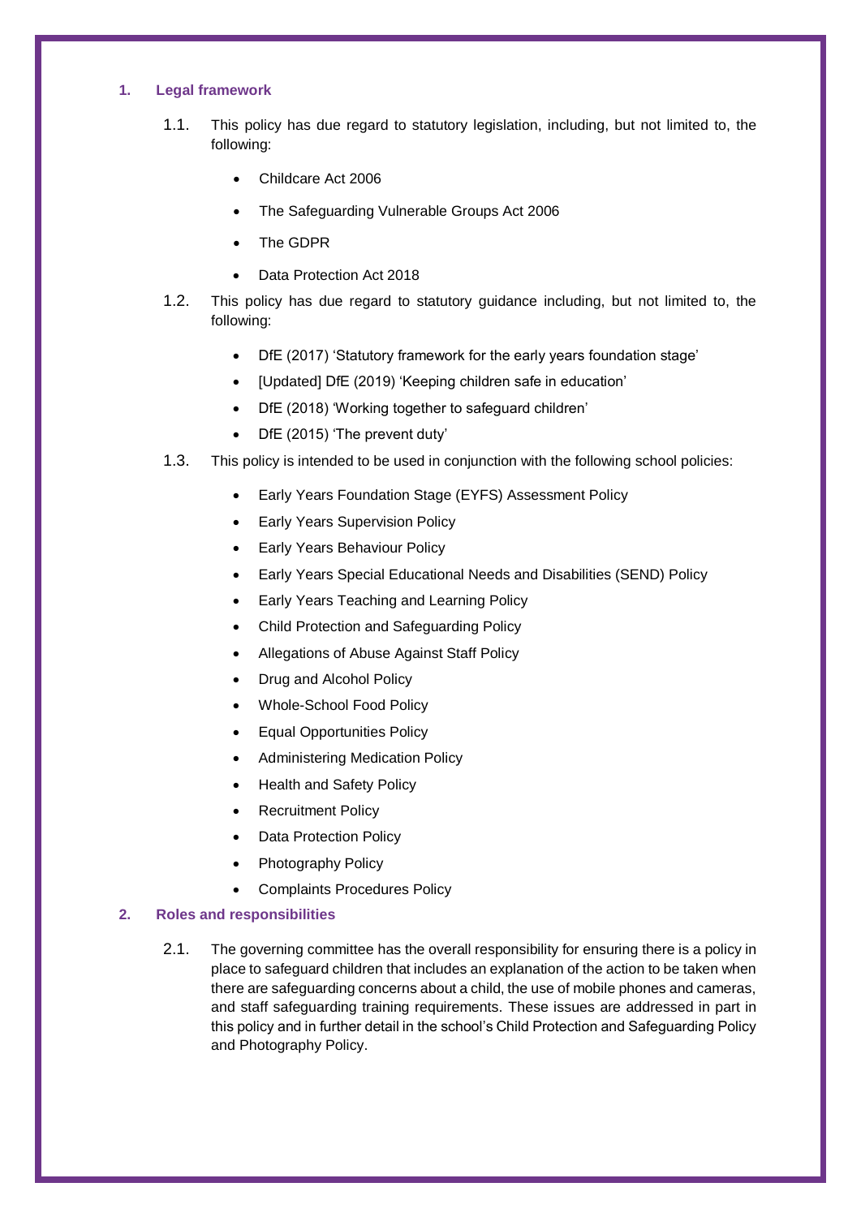## 1. Legal framework

1.1. This policy has due regard to statutory legislation, including, but not limited to, the following:

- Childcare Act 2006
- The Safeguarding Vulnerable Groups Act 2006
- The GDPR
- Data Protection Act 2018

1.2. This policy has due regard to statutory guidance including, but not limited to, the following:

- DfE (2017) 'Statutory framework for the early years foundation stage'
- [Updated] DfE (2019) 'Keeping children safe in education'
- DfE (2018) 'Working together to safeguard children'
- DfE (2015) 'The prevent duty'

1.3. This policy is intended to be used in conjunction with the following school policies:

- Early Years Foundation Stage (EYFS) Assessment Policy
- Early Years Supervision Policy
- Early Years Behaviour Policy
- Early Years Special Educational Needs and Disabilities (SEND) Policy
- Early Years Teaching and Learning Policy
- Child Protection and Safeguarding Policy
- Allegations of Abuse Against Staff Policy
- Drug and Alcohol Policy
- Whole-School Food Policy
- Equal Opportunities Policy
- Administering Medication Policy
- Health and Safety Policy
- Recruitment Policy
- Data Protection Policy
- Photography Policy
- Complaints Procedures Policy

## 2. Roles and responsibilities

2.1. The governing committee has the overall responsibility for ensuring there is a policy in place to safeguard children that includes an explanation of the action to be taken when there are safeguarding concerns about a child, the use of mobile phones and cameras, and staff safeguarding training requirements. These issues are addressed in part in this policy and in further detail in the school's Child Protection and Safeguarding Policy and Photography Policy.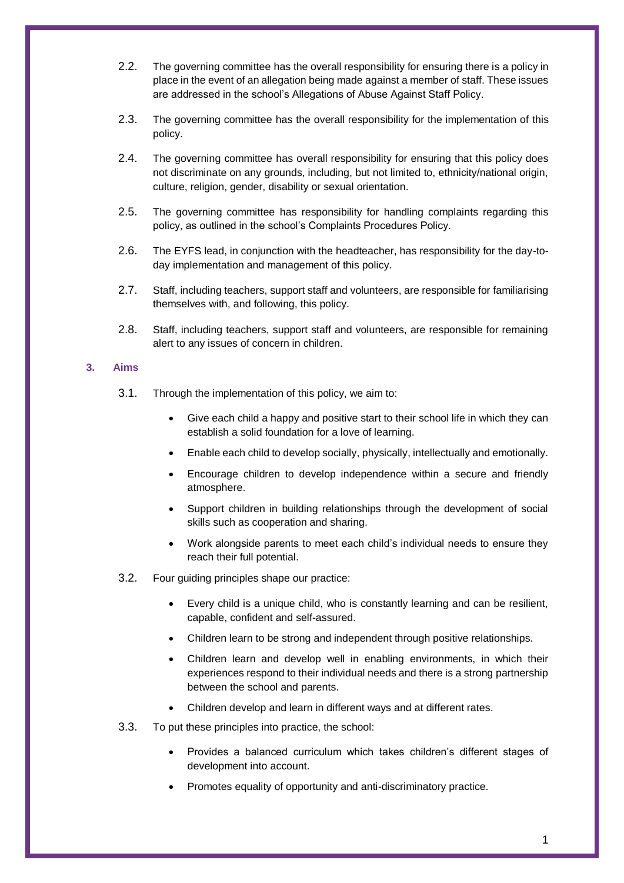2.2. The governing committee has the overall responsibility for ensuring there is a policy in place in the event of an allegation being made against a member of staff. These issues are addressed in the school's Allegations of Abuse Against Staff Policy.

2.3. The governing committee has the overall responsibility for the implementation of this policy.

2.4. The governing committee has overall responsibility for ensuring that this policy does not discriminate on any grounds, including, but not limited to, ethnicity/national origin, culture, religion, gender, disability or sexual orientation.

2.5. The governing committee has responsibility for handling complaints regarding this policy, as outlined in the school's Complaints Procedures Policy.

2.6. The EYFS lead, in conjunction with the headteacher, has responsibility for the day-to-day implementation and management of this policy.

2.7. Staff, including teachers, support staff and volunteers, are responsible for familiarising themselves with, and following, this policy.

2.8. Staff, including teachers, support staff and volunteers, are responsible for remaining alert to any issues of concern in children.

## 3. Aims

3.1. Through the implementation of this policy, we aim to:

- Give each child a happy and positive start to their school life in which they can establish a solid foundation for a love of learning.
- Enable each child to develop socially, physically, intellectually and emotionally.
- Encourage children to develop independence within a secure and friendly atmosphere.
- Support children in building relationships through the development of social skills such as cooperation and sharing.
- Work alongside parents to meet each child's individual needs to ensure they reach their full potential.

3.2. Four guiding principles shape our practice:

- Every child is a unique child, who is constantly learning and can be resilient, capable, confident and self-assured.
- Children learn to be strong and independent through positive relationships.
- Children learn and develop well in enabling environments, in which their experiences respond to their individual needs and there is a strong partnership between the school and parents.
- Children develop and learn in different ways and at different rates.

3.3. To put these principles into practice, the school:

- Provides a balanced curriculum which takes children's different stages of development into account.
- Promotes equality of opportunity and anti-discriminatory practice.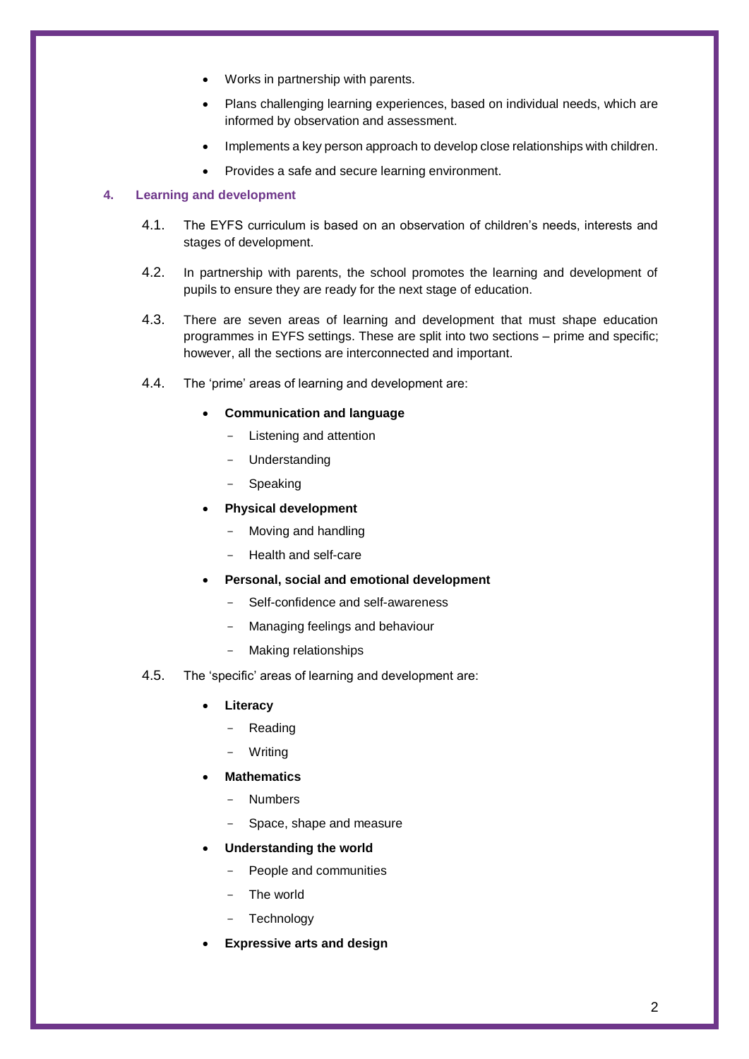- Works in partnership with parents.
- Plans challenging learning experiences, based on individual needs, which are informed by observation and assessment.
- Implements a key person approach to develop close relationships with children.
- Provides a safe and secure learning environment.

## 4. Learning and development

4.1. The EYFS curriculum is based on an observation of children's needs, interests and stages of development.

4.2. In partnership with parents, the school promotes the learning and development of pupils to ensure they are ready for the next stage of education.

4.3. There are seven areas of learning and development that must shape education programmes in EYFS settings. These are split into two sections – prime and specific; however, all the sections are interconnected and important.

4.4. The 'prime' areas of learning and development are:

- **Communication and language**
  - Listening and attention
  - Understanding
  - Speaking
- **Physical development**
  - Moving and handling
  - Health and self-care
- **Personal, social and emotional development**
  - Self-confidence and self-awareness
  - Managing feelings and behaviour
  - Making relationships

4.5. The 'specific' areas of learning and development are:

- **Literacy**
  - Reading
  - Writing
- **Mathematics**
  - Numbers
  - Space, shape and measure
- **Understanding the world**
  - People and communities
  - The world
  - Technology
- **Expressive arts and design**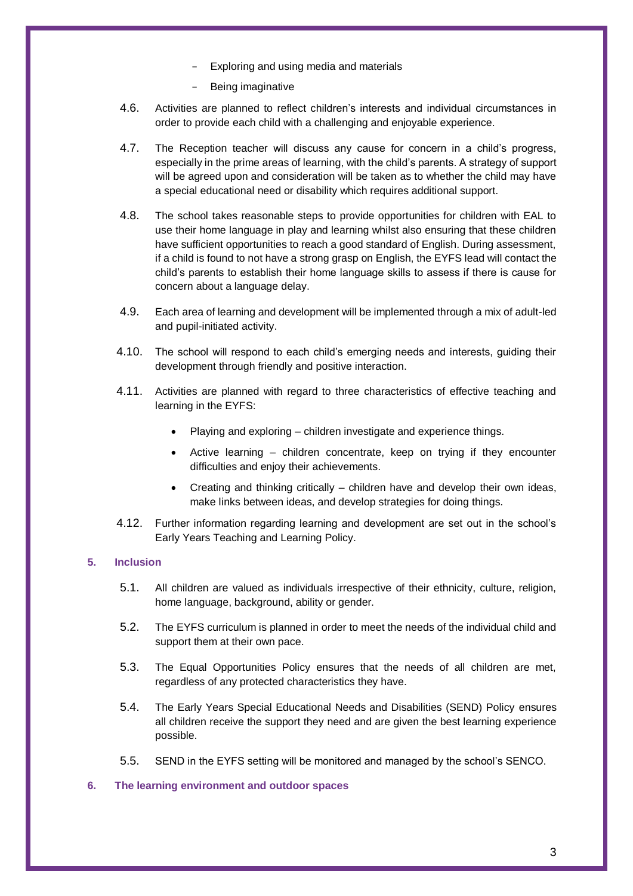- Exploring and using media and materials
- Being imaginative

4.6. Activities are planned to reflect children's interests and individual circumstances in order to provide each child with a challenging and enjoyable experience.

4.7. The Reception teacher will discuss any cause for concern in a child's progress, especially in the prime areas of learning, with the child's parents. A strategy of support will be agreed upon and consideration will be taken as to whether the child may have a special educational need or disability which requires additional support.

4.8. The school takes reasonable steps to provide opportunities for children with EAL to use their home language in play and learning whilst also ensuring that these children have sufficient opportunities to reach a good standard of English. During assessment, if a child is found to not have a strong grasp on English, the EYFS lead will contact the child's parents to establish their home language skills to assess if there is cause for concern about a language delay.

4.9. Each area of learning and development will be implemented through a mix of adult-led and pupil-initiated activity.

4.10. The school will respond to each child's emerging needs and interests, guiding their development through friendly and positive interaction.

4.11. Activities are planned with regard to three characteristics of effective teaching and learning in the EYFS:

- Playing and exploring – children investigate and experience things.
- Active learning – children concentrate, keep on trying if they encounter difficulties and enjoy their achievements.
- Creating and thinking critically – children have and develop their own ideas, make links between ideas, and develop strategies for doing things.

4.12. Further information regarding learning and development are set out in the school's Early Years Teaching and Learning Policy.

## 5. Inclusion

5.1. All children are valued as individuals irrespective of their ethnicity, culture, religion, home language, background, ability or gender.

5.2. The EYFS curriculum is planned in order to meet the needs of the individual child and support them at their own pace.

5.3. The Equal Opportunities Policy ensures that the needs of all children are met, regardless of any protected characteristics they have.

5.4. The Early Years Special Educational Needs and Disabilities (SEND) Policy ensures all children receive the support they need and are given the best learning experience possible.

5.5. SEND in the EYFS setting will be monitored and managed by the school's SENCO.

## 6. The learning environment and outdoor spaces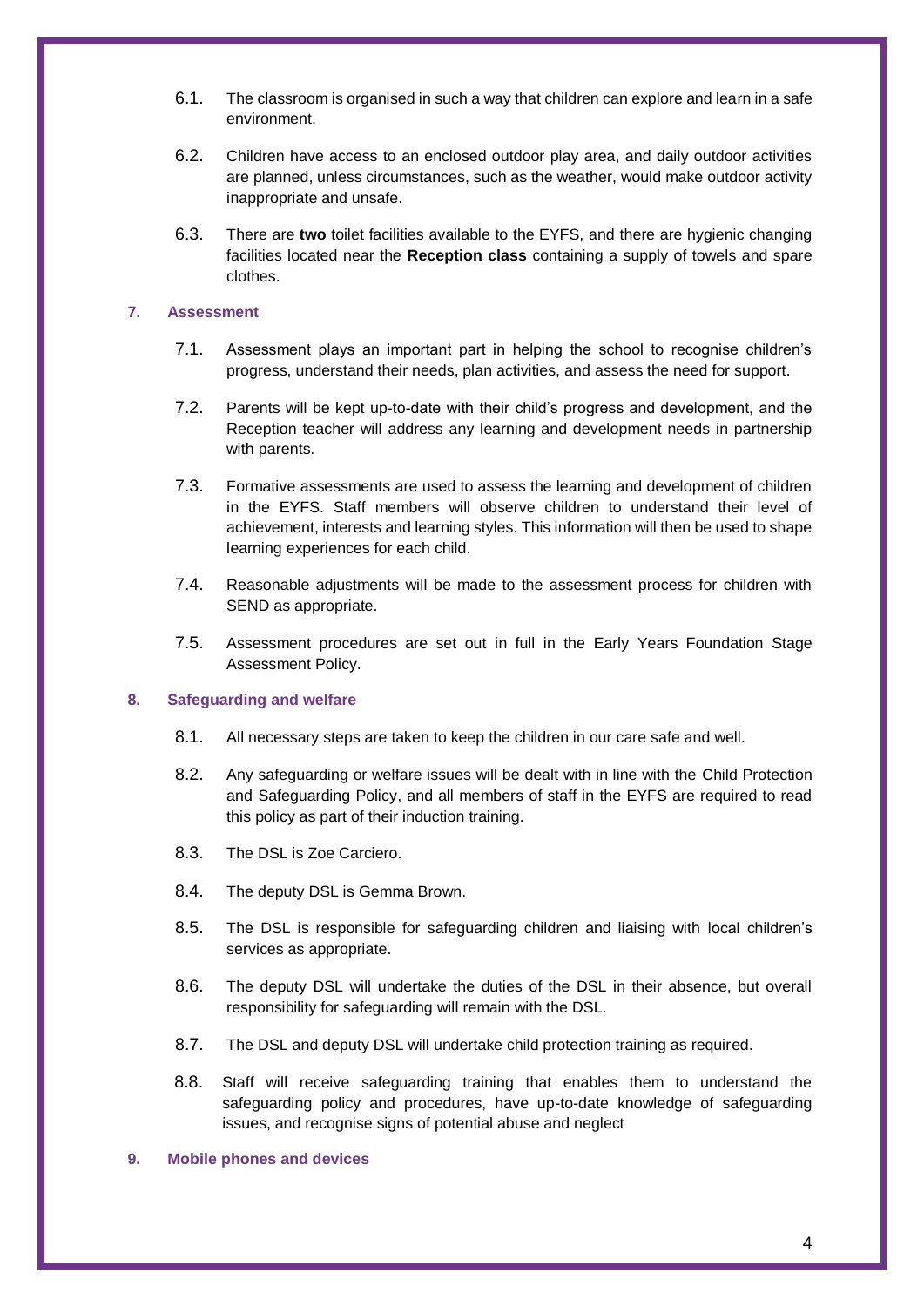6.1. The classroom is organised in such a way that children can explore and learn in a safe environment.

6.2. Children have access to an enclosed outdoor play area, and daily outdoor activities are planned, unless circumstances, such as the weather, would make outdoor activity inappropriate and unsafe.

6.3. There are **two** toilet facilities available to the EYFS, and there are hygienic changing facilities located near the **Reception class** containing a supply of towels and spare clothes.

## 7. Assessment

7.1. Assessment plays an important part in helping the school to recognise children's progress, understand their needs, plan activities, and assess the need for support.

7.2. Parents will be kept up-to-date with their child's progress and development, and the Reception teacher will address any learning and development needs in partnership with parents.

7.3. Formative assessments are used to assess the learning and development of children in the EYFS. Staff members will observe children to understand their level of achievement, interests and learning styles. This information will then be used to shape learning experiences for each child.

7.4. Reasonable adjustments will be made to the assessment process for children with SEND as appropriate.

7.5. Assessment procedures are set out in full in the Early Years Foundation Stage Assessment Policy.

## 8. Safeguarding and welfare

8.1. All necessary steps are taken to keep the children in our care safe and well.

8.2. Any safeguarding or welfare issues will be dealt with in line with the Child Protection and Safeguarding Policy, and all members of staff in the EYFS are required to read this policy as part of their induction training.

8.3. The DSL is Zoe Carciero.

8.4. The deputy DSL is Gemma Brown.

8.5. The DSL is responsible for safeguarding children and liaising with local children's services as appropriate.

8.6. The deputy DSL will undertake the duties of the DSL in their absence, but overall responsibility for safeguarding will remain with the DSL.

8.7. The DSL and deputy DSL will undertake child protection training as required.

8.8. Staff will receive safeguarding training that enables them to understand the safeguarding policy and procedures, have up-to-date knowledge of safeguarding issues, and recognise signs of potential abuse and neglect

## 9. Mobile phones and devices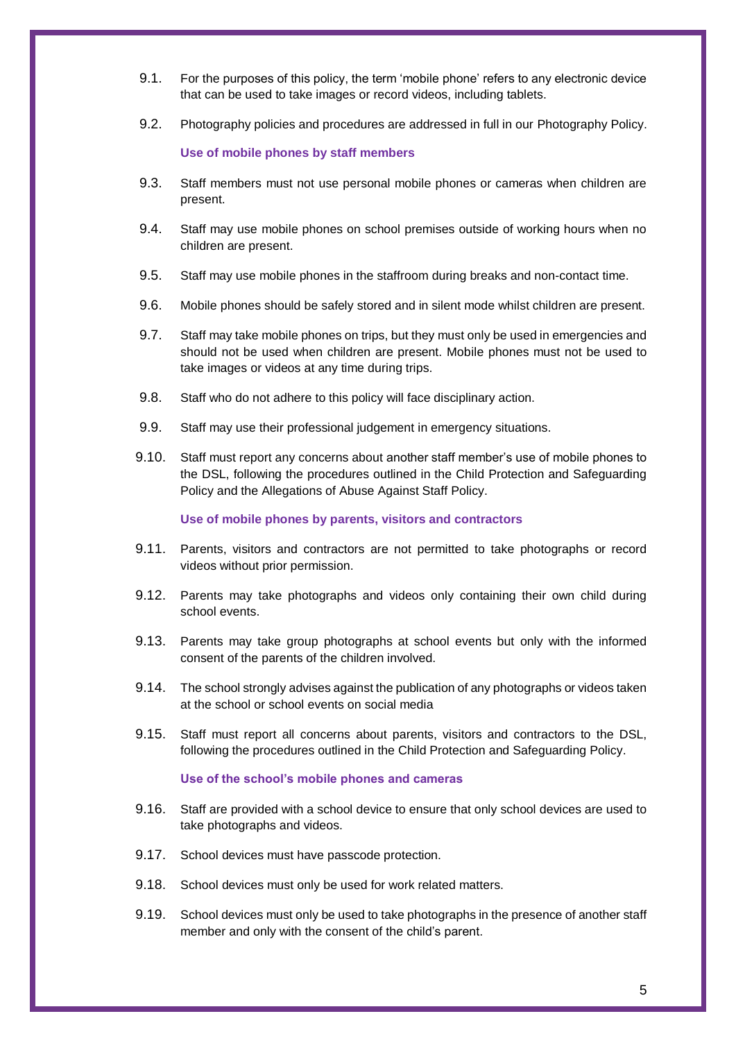9.1. For the purposes of this policy, the term 'mobile phone' refers to any electronic device that can be used to take images or record videos, including tablets.

9.2. Photography policies and procedures are addressed in full in our Photography Policy.

### Use of mobile phones by staff members

9.3. Staff members must not use personal mobile phones or cameras when children are present.

9.4. Staff may use mobile phones on school premises outside of working hours when no children are present.

9.5. Staff may use mobile phones in the staffroom during breaks and non-contact time.

9.6. Mobile phones should be safely stored and in silent mode whilst children are present.

9.7. Staff may take mobile phones on trips, but they must only be used in emergencies and should not be used when children are present. Mobile phones must not be used to take images or videos at any time during trips.

9.8. Staff who do not adhere to this policy will face disciplinary action.

9.9. Staff may use their professional judgement in emergency situations.

9.10. Staff must report any concerns about another staff member's use of mobile phones to the DSL, following the procedures outlined in the Child Protection and Safeguarding Policy and the Allegations of Abuse Against Staff Policy.

### Use of mobile phones by parents, visitors and contractors

9.11. Parents, visitors and contractors are not permitted to take photographs or record videos without prior permission.

9.12. Parents may take photographs and videos only containing their own child during school events.

9.13. Parents may take group photographs at school events but only with the informed consent of the parents of the children involved.

9.14. The school strongly advises against the publication of any photographs or videos taken at the school or school events on social media

9.15. Staff must report all concerns about parents, visitors and contractors to the DSL, following the procedures outlined in the Child Protection and Safeguarding Policy.

### Use of the school's mobile phones and cameras

9.16. Staff are provided with a school device to ensure that only school devices are used to take photographs and videos.

9.17. School devices must have passcode protection.

9.18. School devices must only be used for work related matters.

9.19. School devices must only be used to take photographs in the presence of another staff member and only with the consent of the child's parent.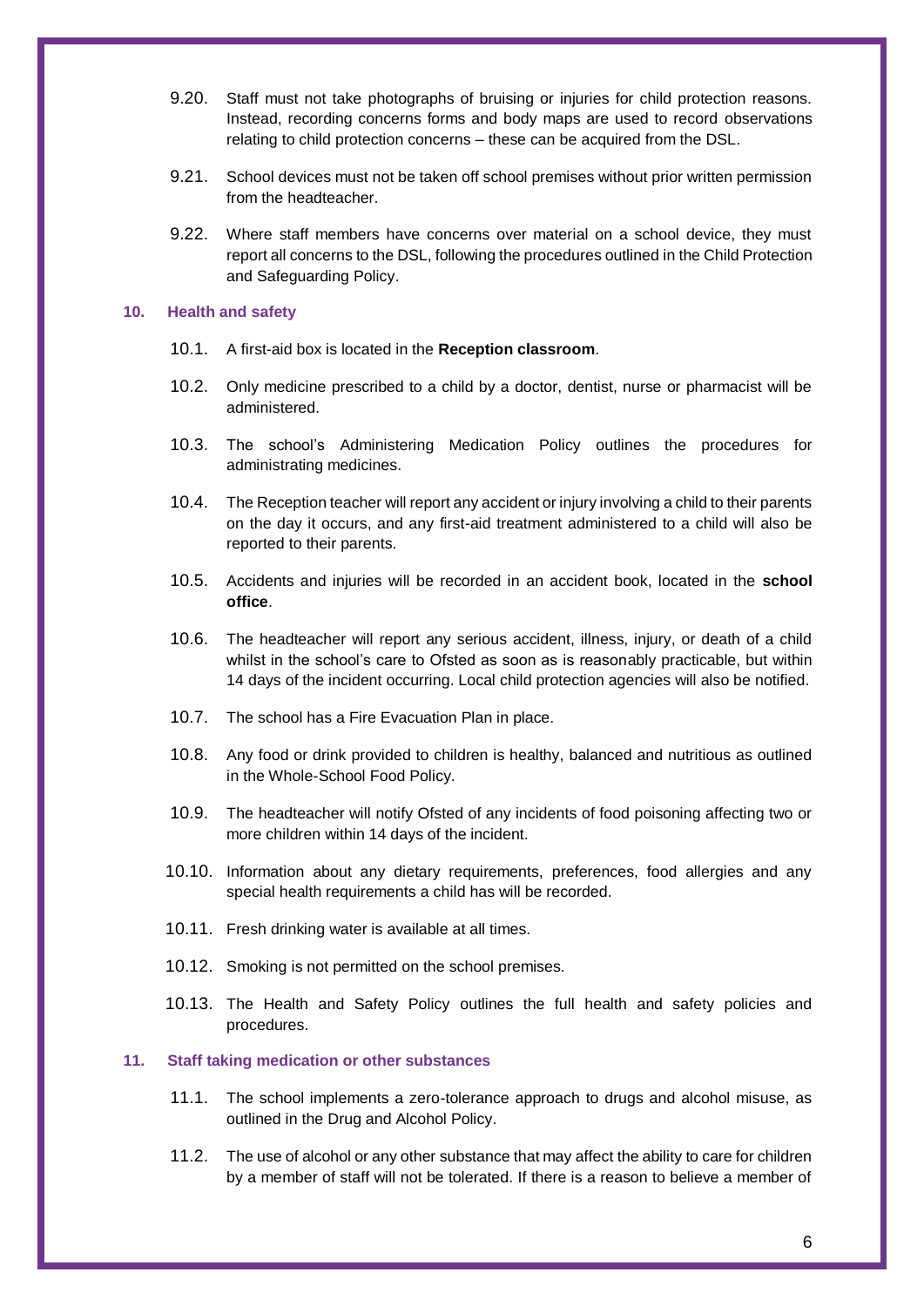9.20. Staff must not take photographs of bruising or injuries for child protection reasons. Instead, recording concerns forms and body maps are used to record observations relating to child protection concerns – these can be acquired from the DSL.

9.21. School devices must not be taken off school premises without prior written permission from the headteacher.

9.22. Where staff members have concerns over material on a school device, they must report all concerns to the DSL, following the procedures outlined in the Child Protection and Safeguarding Policy.

## 10. Health and safety

10.1. A first-aid box is located in the **Reception classroom**.

10.2. Only medicine prescribed to a child by a doctor, dentist, nurse or pharmacist will be administered.

10.3. The school's Administering Medication Policy outlines the procedures for administrating medicines.

10.4. The Reception teacher will report any accident or injury involving a child to their parents on the day it occurs, and any first-aid treatment administered to a child will also be reported to their parents.

10.5. Accidents and injuries will be recorded in an accident book, located in the **school office**.

10.6. The headteacher will report any serious accident, illness, injury, or death of a child whilst in the school's care to Ofsted as soon as is reasonably practicable, but within 14 days of the incident occurring. Local child protection agencies will also be notified.

10.7. The school has a Fire Evacuation Plan in place.

10.8. Any food or drink provided to children is healthy, balanced and nutritious as outlined in the Whole-School Food Policy.

10.9. The headteacher will notify Ofsted of any incidents of food poisoning affecting two or more children within 14 days of the incident.

10.10. Information about any dietary requirements, preferences, food allergies and any special health requirements a child has will be recorded.

10.11. Fresh drinking water is available at all times.

10.12. Smoking is not permitted on the school premises.

10.13. The Health and Safety Policy outlines the full health and safety policies and procedures.

## 11. Staff taking medication or other substances

11.1. The school implements a zero-tolerance approach to drugs and alcohol misuse, as outlined in the Drug and Alcohol Policy.

11.2. The use of alcohol or any other substance that may affect the ability to care for children by a member of staff will not be tolerated. If there is a reason to believe a member of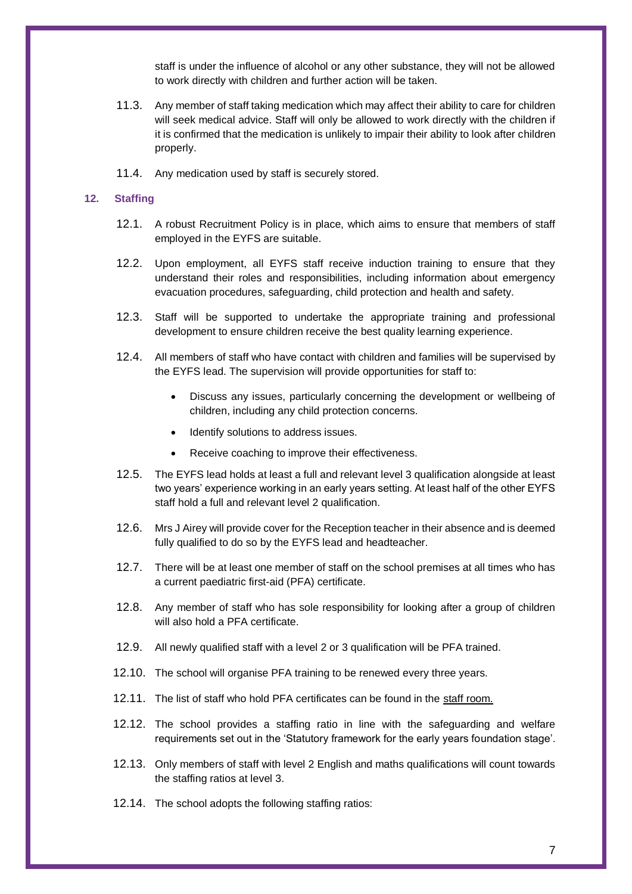staff is under the influence of alcohol or any other substance, they will not be allowed to work directly with children and further action will be taken.

11.3. Any member of staff taking medication which may affect their ability to care for children will seek medical advice. Staff will only be allowed to work directly with the children if it is confirmed that the medication is unlikely to impair their ability to look after children properly.

11.4. Any medication used by staff is securely stored.

## 12. Staffing

12.1. A robust Recruitment Policy is in place, which aims to ensure that members of staff employed in the EYFS are suitable.

12.2. Upon employment, all EYFS staff receive induction training to ensure that they understand their roles and responsibilities, including information about emergency evacuation procedures, safeguarding, child protection and health and safety.

12.3. Staff will be supported to undertake the appropriate training and professional development to ensure children receive the best quality learning experience.

12.4. All members of staff who have contact with children and families will be supervised by the EYFS lead. The supervision will provide opportunities for staff to:

- Discuss any issues, particularly concerning the development or wellbeing of children, including any child protection concerns.
- Identify solutions to address issues.
- Receive coaching to improve their effectiveness.

12.5. The EYFS lead holds at least a full and relevant level 3 qualification alongside at least two years' experience working in an early years setting. At least half of the other EYFS staff hold a full and relevant level 2 qualification.

12.6. Mrs J Airey will provide cover for the Reception teacher in their absence and is deemed fully qualified to do so by the EYFS lead and headteacher.

12.7. There will be at least one member of staff on the school premises at all times who has a current paediatric first-aid (PFA) certificate.

12.8. Any member of staff who has sole responsibility for looking after a group of children will also hold a PFA certificate.

12.9. All newly qualified staff with a level 2 or 3 qualification will be PFA trained.

12.10. The school will organise PFA training to be renewed every three years.

12.11. The list of staff who hold PFA certificates can be found in the staff room.

12.12. The school provides a staffing ratio in line with the safeguarding and welfare requirements set out in the 'Statutory framework for the early years foundation stage'.

12.13. Only members of staff with level 2 English and maths qualifications will count towards the staffing ratios at level 3.

12.14. The school adopts the following staffing ratios: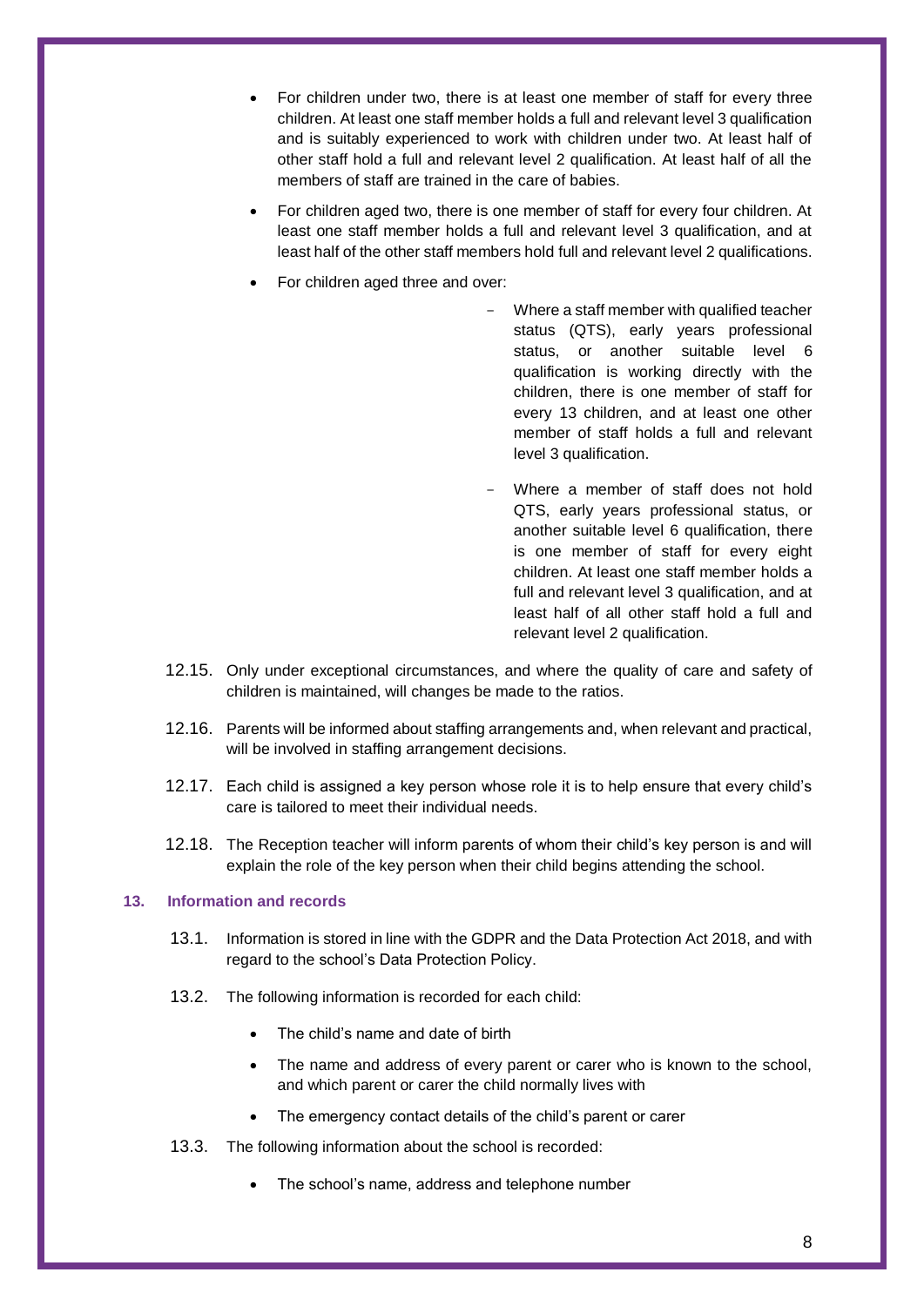- For children under two, there is at least one member of staff for every three children. At least one staff member holds a full and relevant level 3 qualification and is suitably experienced to work with children under two. At least half of other staff hold a full and relevant level 2 qualification. At least half of all the members of staff are trained in the care of babies.
- For children aged two, there is one member of staff for every four children. At least one staff member holds a full and relevant level 3 qualification, and at least half of the other staff members hold full and relevant level 2 qualifications.
- For children aged three and over:
  - Where a staff member with qualified teacher status (QTS), early years professional status, or another suitable level 6 qualification is working directly with the children, there is one member of staff for every 13 children, and at least one other member of staff holds a full and relevant level 3 qualification.
  - Where a member of staff does not hold QTS, early years professional status, or another suitable level 6 qualification, there is one member of staff for every eight children. At least one staff member holds a full and relevant level 3 qualification, and at least half of all other staff hold a full and relevant level 2 qualification.

12.15. Only under exceptional circumstances, and where the quality of care and safety of children is maintained, will changes be made to the ratios.

12.16. Parents will be informed about staffing arrangements and, when relevant and practical, will be involved in staffing arrangement decisions.

12.17. Each child is assigned a key person whose role it is to help ensure that every child's care is tailored to meet their individual needs.

12.18. The Reception teacher will inform parents of whom their child's key person is and will explain the role of the key person when their child begins attending the school.

## 13. Information and records

13.1. Information is stored in line with the GDPR and the Data Protection Act 2018, and with regard to the school's Data Protection Policy.

13.2. The following information is recorded for each child:

- The child's name and date of birth
- The name and address of every parent or carer who is known to the school, and which parent or carer the child normally lives with
- The emergency contact details of the child's parent or carer

13.3. The following information about the school is recorded:

- The school's name, address and telephone number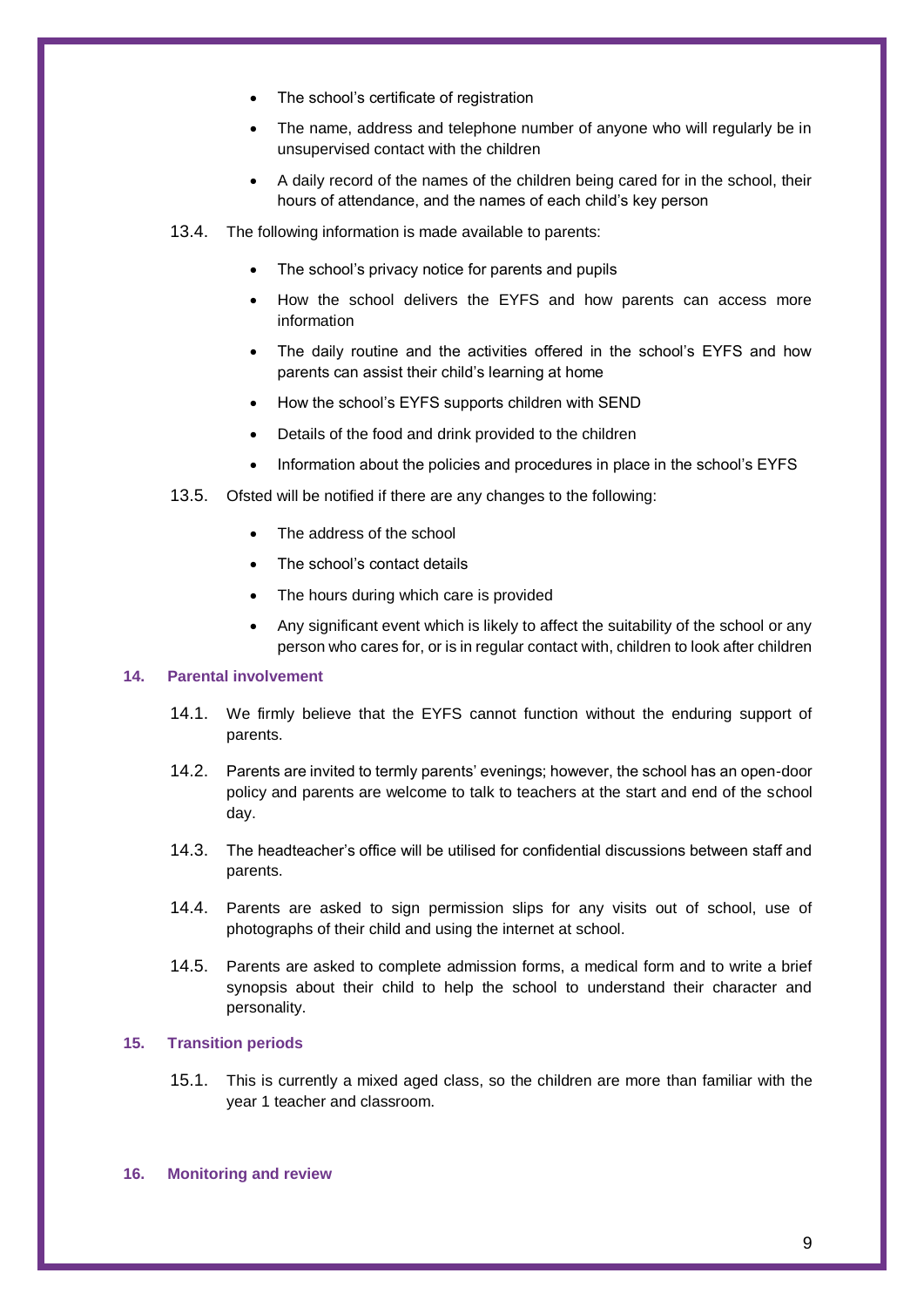- The school's certificate of registration
- The name, address and telephone number of anyone who will regularly be in unsupervised contact with the children
- A daily record of the names of the children being cared for in the school, their hours of attendance, and the names of each child's key person

13.4. The following information is made available to parents:

- The school's privacy notice for parents and pupils
- How the school delivers the EYFS and how parents can access more information
- The daily routine and the activities offered in the school's EYFS and how parents can assist their child's learning at home
- How the school's EYFS supports children with SEND
- Details of the food and drink provided to the children
- Information about the policies and procedures in place in the school's EYFS

13.5. Ofsted will be notified if there are any changes to the following:

- The address of the school
- The school's contact details
- The hours during which care is provided
- Any significant event which is likely to affect the suitability of the school or any person who cares for, or is in regular contact with, children to look after children

## 14. Parental involvement

14.1. We firmly believe that the EYFS cannot function without the enduring support of parents.

14.2. Parents are invited to termly parents' evenings; however, the school has an open-door policy and parents are welcome to talk to teachers at the start and end of the school day.

14.3. The headteacher's office will be utilised for confidential discussions between staff and parents.

14.4. Parents are asked to sign permission slips for any visits out of school, use of photographs of their child and using the internet at school.

14.5. Parents are asked to complete admission forms, a medical form and to write a brief synopsis about their child to help the school to understand their character and personality.

## 15. Transition periods

15.1. This is currently a mixed aged class, so the children are more than familiar with the year 1 teacher and classroom.

## 16. Monitoring and review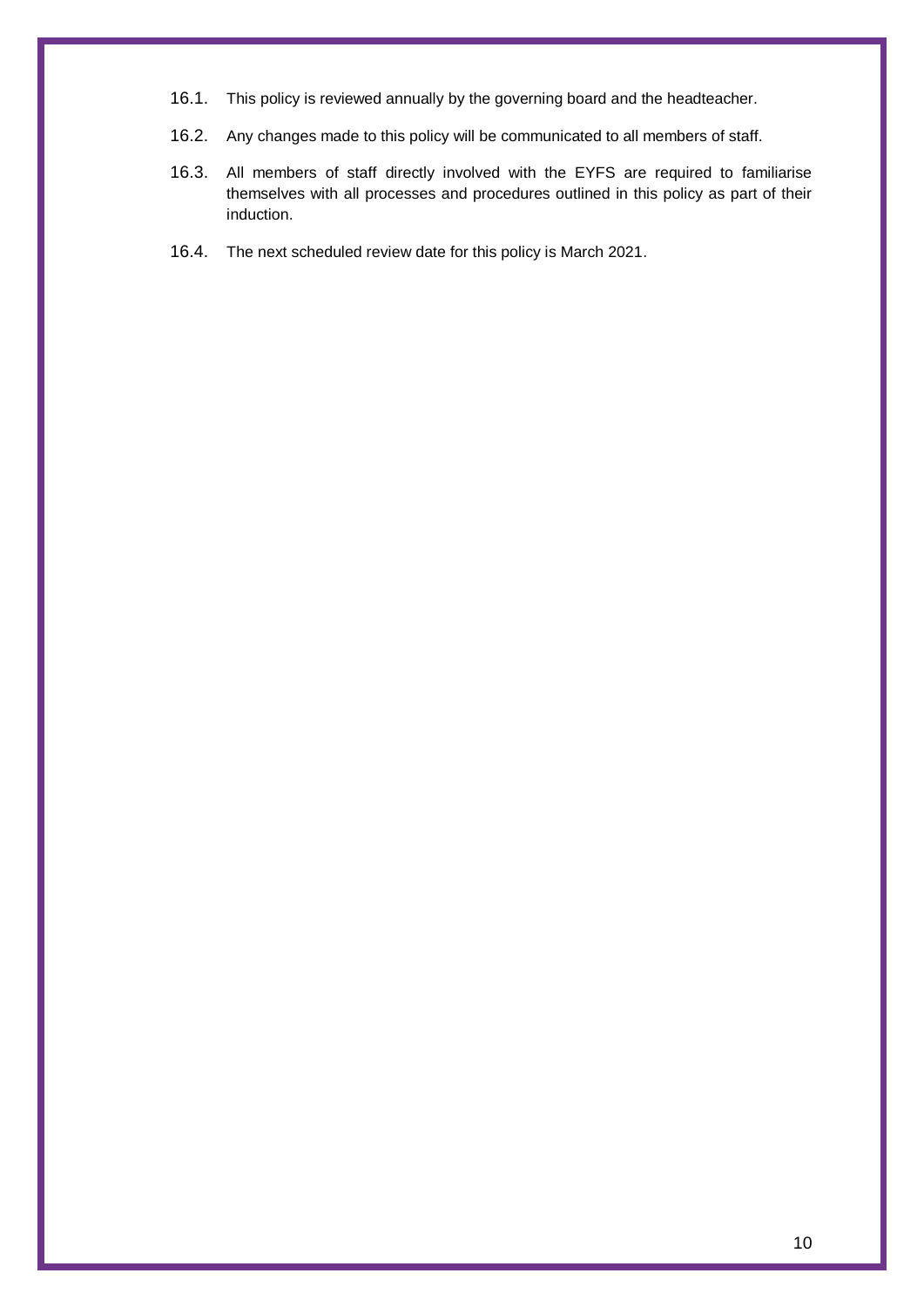16.1. This policy is reviewed annually by the governing board and the headteacher.

16.2. Any changes made to this policy will be communicated to all members of staff.

16.3. All members of staff directly involved with the EYFS are required to familiarise themselves with all processes and procedures outlined in this policy as part of their induction.

16.4. The next scheduled review date for this policy is March 2021.